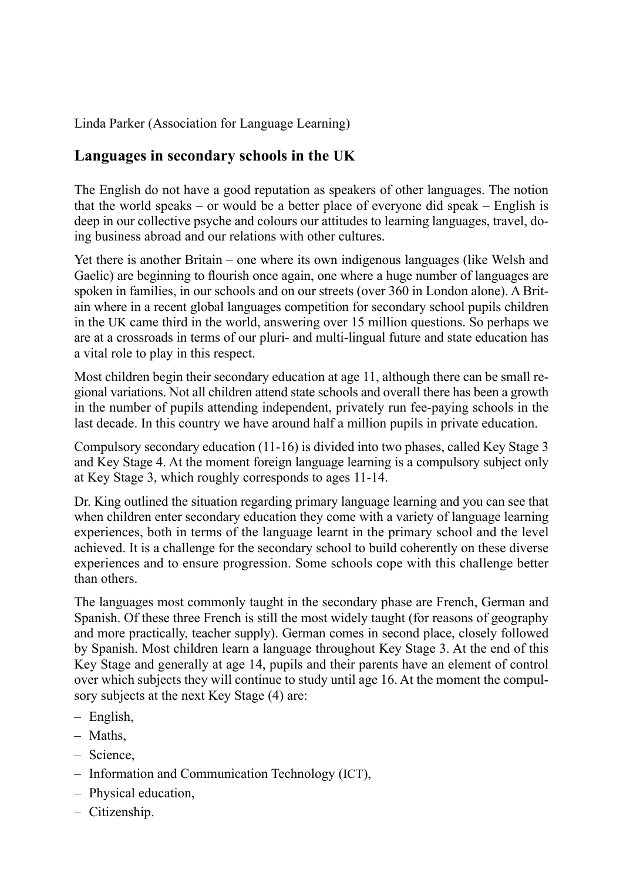Linda Parker (Association for Language Learning)

## Languages in secondary schools in the UK

The English do not have a good reputation as speakers of other languages. The notion that the world speaks – or would be a better place of everyone did speak – English is deep in our collective psyche and colours our attitudes to learning languages, travel, doing business abroad and our relations with other cultures.

Yet there is another Britain – one where its own indigenous languages (like Welsh and Gaelic) are beginning to flourish once again, one where a huge number of languages are spoken in families, in our schools and on our streets (over 360 in London alone). A Britain where in a recent global languages competition for secondary school pupils children in the UK came third in the world, answering over 15 million questions. So perhaps we are at a crossroads in terms of our pluri- and multi-lingual future and state education has a vital role to play in this respect.

Most children begin their secondary education at age 11, although there can be small regional variations. Not all children attend state schools and overall there has been a growth in the number of pupils attending independent, privately run fee-paying schools in the last decade. In this country we have around half a million pupils in private education.

Compulsory secondary education (11-16) is divided into two phases, called Key Stage 3 and Key Stage 4. At the moment foreign language learning is a compulsory subject only at Key Stage 3, which roughly corresponds to ages 11-14.

Dr. King outlined the situation regarding primary language learning and you can see that when children enter secondary education they come with a variety of language learning experiences, both in terms of the language learnt in the primary school and the level achieved. It is a challenge for the secondary school to build coherently on these diverse experiences and to ensure progression. Some schools cope with this challenge better than others.

The languages most commonly taught in the secondary phase are French, German and Spanish. Of these three French is still the most widely taught (for reasons of geography and more practically, teacher supply). German comes in second place, closely followed by Spanish. Most children learn a language throughout Key Stage 3. At the end of this Key Stage and generally at age 14, pupils and their parents have an element of control over which subjects they will continue to study until age 16. At the moment the compulsory subjects at the next Key Stage (4) are:

- English,
- Maths,
- Science,
- Information and Communication Technology (ICT),
- Physical education,
- Citizenship.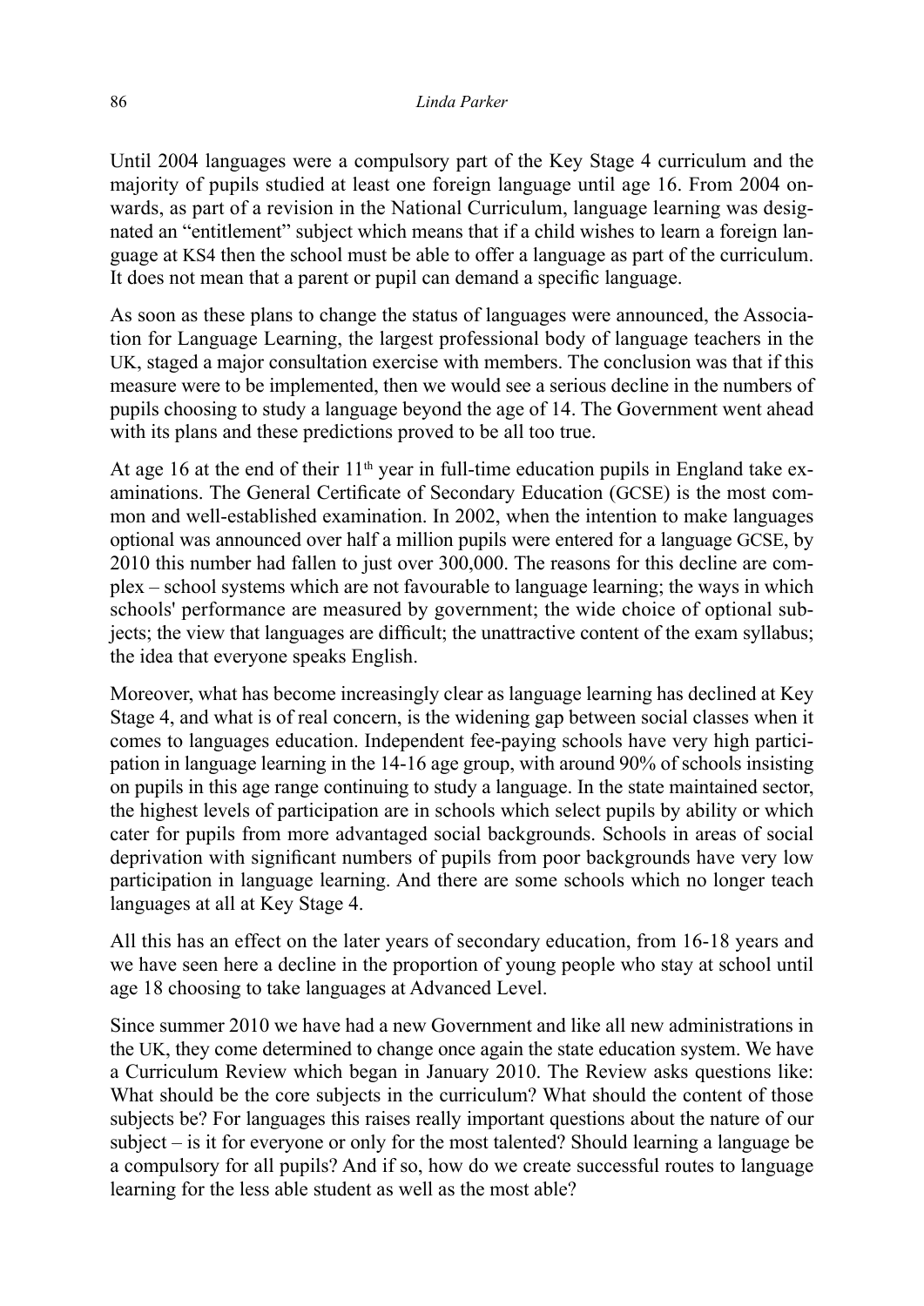Until 2004 languages were a compulsory part of the Key Stage 4 curriculum and the majority of pupils studied at least one foreign language until age 16. From 2004 onwards, as part of a revision in the National Curriculum, language learning was designated an "entitlement" subject which means that if a child wishes to learn a foreign language at KS4 then the school must be able to offer a language as part of the curriculum. It does not mean that a parent or pupil can demand a specific language.

As soon as these plans to change the status of languages were announced, the Association for Language Learning, the largest professional body of language teachers in the UK, staged a major consultation exercise with members. The conclusion was that if this measure were to be implemented, then we would see a serious decline in the numbers of pupils choosing to study a language beyond the age of 14. The Government went ahead with its plans and these predictions proved to be all too true.

At age 16 at the end of their 11th year in full-time education pupils in England take examinations. The General Certificate of Secondary Education (GCSE) is the most common and well-established examination. In 2002, when the intention to make languages optional was announced over half a million pupils were entered for a language GCSE, by 2010 this number had fallen to just over 300,000. The reasons for this decline are complex – school systems which are not favourable to language learning; the ways in which schools' performance are measured by government; the wide choice of optional subjects; the view that languages are difficult; the unattractive content of the exam syllabus; the idea that everyone speaks English.

Moreover, what has become increasingly clear as language learning has declined at Key Stage 4, and what is of real concern, is the widening gap between social classes when it comes to languages education. Independent fee-paying schools have very high participation in language learning in the 14-16 age group, with around 90% of schools insisting on pupils in this age range continuing to study a language. In the state maintained sector, the highest levels of participation are in schools which select pupils by ability or which cater for pupils from more advantaged social backgrounds. Schools in areas of social deprivation with significant numbers of pupils from poor backgrounds have very low participation in language learning. And there are some schools which no longer teach languages at all at Key Stage 4.

All this has an effect on the later years of secondary education, from 16-18 years and we have seen here a decline in the proportion of young people who stay at school until age 18 choosing to take languages at Advanced Level.

Since summer 2010 we have had a new Government and like all new administrations in the UK, they come determined to change once again the state education system. We have a Curriculum Review which began in January 2010. The Review asks questions like: What should be the core subjects in the curriculum? What should the content of those subjects be? For languages this raises really important questions about the nature of our subject – is it for everyone or only for the most talented? Should learning a language be a compulsory for all pupils? And if so, how do we create successful routes to language learning for the less able student as well as the most able?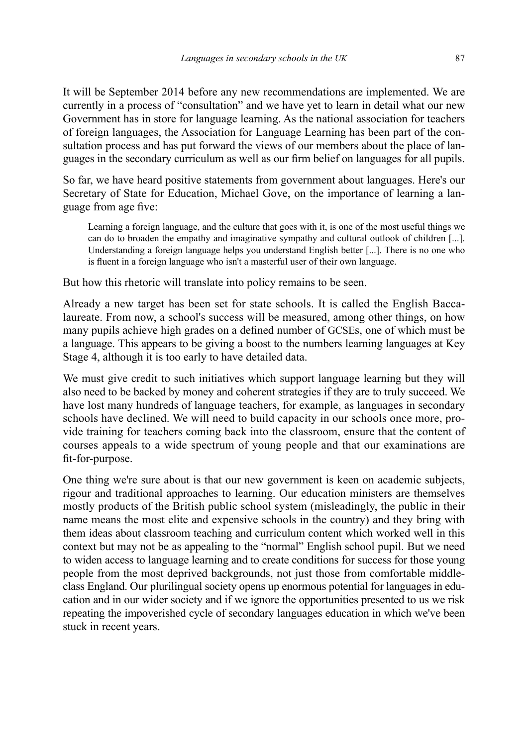It will be September 2014 before any new recommendations are implemented. We are currently in a process of "consultation" and we have yet to learn in detail what our new Government has in store for language learning. As the national association for teachers of foreign languages, the Association for Language Learning has been part of the consultation process and has put forward the views of our members about the place of languages in the secondary curriculum as well as our firm belief on languages for all pupils.

So far, we have heard positive statements from government about languages. Here's our Secretary of State for Education, Michael Gove, on the importance of learning a language from age five:

> Learning a foreign language, and the culture that goes with it, is one of the most useful things we can do to broaden the empathy and imaginative sympathy and cultural outlook of children [...]. Understanding a foreign language helps you understand English better [...]. There is no one who is fluent in a foreign language who isn't a masterful user of their own language.

But how this rhetoric will translate into policy remains to be seen.

Already a new target has been set for state schools. It is called the English Baccalaureate. From now, a school's success will be measured, among other things, on how many pupils achieve high grades on a defined number of GCSEs, one of which must be a language. This appears to be giving a boost to the numbers learning languages at Key Stage 4, although it is too early to have detailed data.

We must give credit to such initiatives which support language learning but they will also need to be backed by money and coherent strategies if they are to truly succeed. We have lost many hundreds of language teachers, for example, as languages in secondary schools have declined. We will need to build capacity in our schools once more, provide training for teachers coming back into the classroom, ensure that the content of courses appeals to a wide spectrum of young people and that our examinations are fit-for-purpose.

One thing we're sure about is that our new government is keen on academic subjects, rigour and traditional approaches to learning. Our education ministers are themselves mostly products of the British public school system (misleadingly, the public in their name means the most elite and expensive schools in the country) and they bring with them ideas about classroom teaching and curriculum content which worked well in this context but may not be as appealing to the "normal" English school pupil. But we need to widen access to language learning and to create conditions for success for those young people from the most deprived backgrounds, not just those from comfortable middle-class England. Our plurilingual society opens up enormous potential for languages in education and in our wider society and if we ignore the opportunities presented to us we risk repeating the impoverished cycle of secondary languages education in which we've been stuck in recent years.